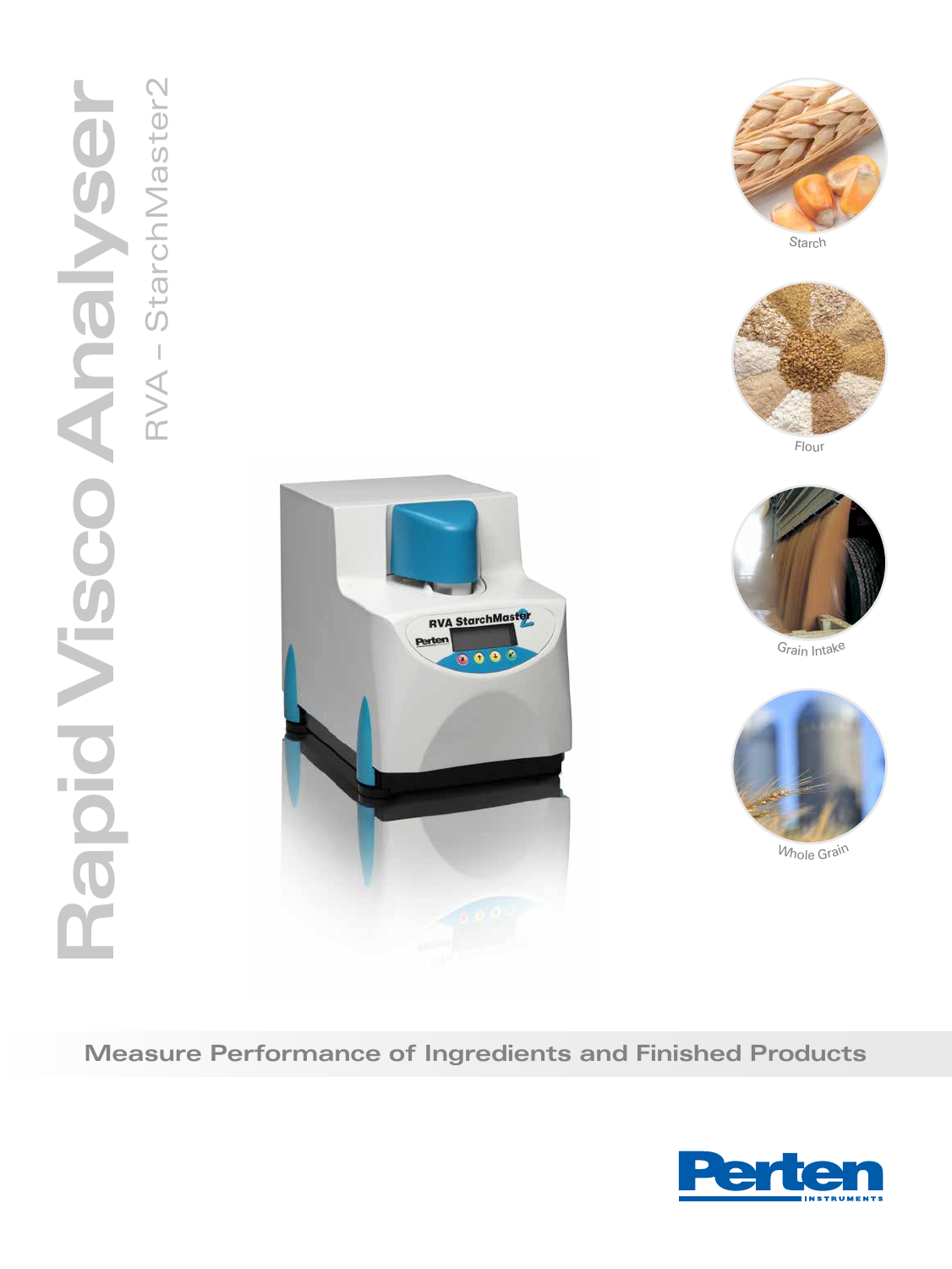# Rapid Visco Analyser

## RVA – StarchMaster2

Starch

Flour

Grain Intake

Whole Grain

**Measure Performance of Ingredients and Finished Products**

Perten INSTRUMENTS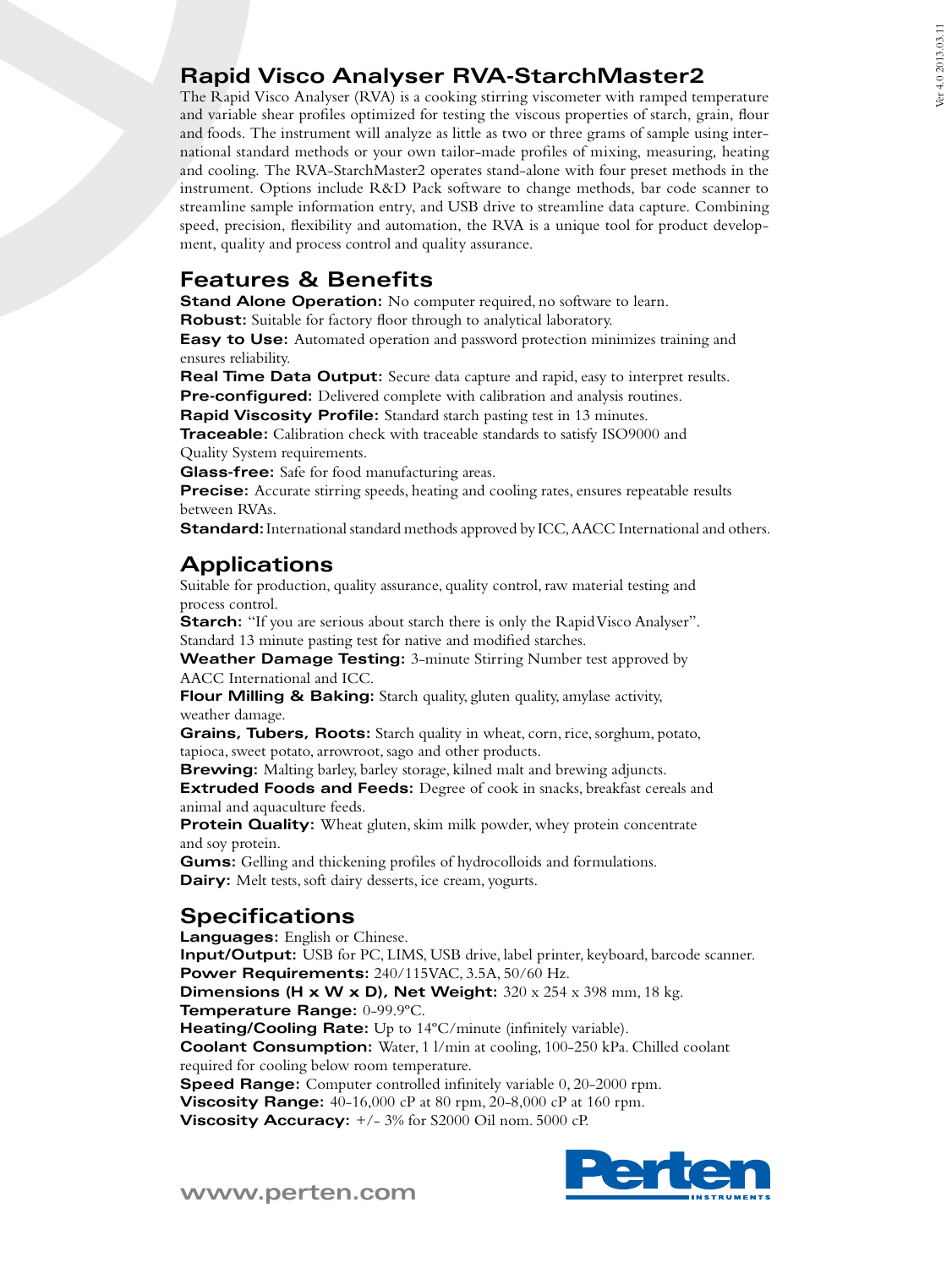# Rapid Visco Analyser RVA-StarchMaster2

The Rapid Visco Analyser (RVA) is a cooking stirring viscometer with ramped temperature and variable shear profiles optimized for testing the viscous properties of starch, grain, flour and foods. The instrument will analyze as little as two or three grams of sample using international standard methods or your own tailor-made profiles of mixing, measuring, heating and cooling. The RVA-StarchMaster2 operates stand-alone with four preset methods in the instrument. Options include R&D Pack software to change methods, bar code scanner to streamline sample information entry, and USB drive to streamline data capture. Combining speed, precision, flexibility and automation, the RVA is a unique tool for product development, quality and process control and quality assurance.

## Features & Benefits

**Stand Alone Operation:** No computer required, no software to learn.
**Robust:** Suitable for factory floor through to analytical laboratory.
**Easy to Use:** Automated operation and password protection minimizes training and ensures reliability.
**Real Time Data Output:** Secure data capture and rapid, easy to interpret results.
**Pre-configured:** Delivered complete with calibration and analysis routines.
**Rapid Viscosity Profile:** Standard starch pasting test in 13 minutes.
**Traceable:** Calibration check with traceable standards to satisfy ISO9000 and Quality System requirements.
**Glass-free:** Safe for food manufacturing areas.
**Precise:** Accurate stirring speeds, heating and cooling rates, ensures repeatable results between RVAs.
**Standard:** International standard methods approved by ICC, AACC International and others.

## Applications

Suitable for production, quality assurance, quality control, raw material testing and process control.
**Starch:** "If you are serious about starch there is only the Rapid Visco Analyser". Standard 13 minute pasting test for native and modified starches.
**Weather Damage Testing:** 3-minute Stirring Number test approved by AACC International and ICC.
**Flour Milling & Baking:** Starch quality, gluten quality, amylase activity, weather damage.
**Grains, Tubers, Roots:** Starch quality in wheat, corn, rice, sorghum, potato, tapioca, sweet potato, arrowroot, sago and other products.
**Brewing:** Malting barley, barley storage, kilned malt and brewing adjuncts.
**Extruded Foods and Feeds:** Degree of cook in snacks, breakfast cereals and animal and aquaculture feeds.
**Protein Quality:** Wheat gluten, skim milk powder, whey protein concentrate and soy protein.
**Gums:** Gelling and thickening profiles of hydrocolloids and formulations.
**Dairy:** Melt tests, soft dairy desserts, ice cream, yogurts.

## Specifications

**Languages:** English or Chinese.
**Input/Output:** USB for PC, LIMS, USB drive, label printer, keyboard, barcode scanner.
**Power Requirements:** 240/115VAC, 3.5A, 50/60 Hz.
**Dimensions (H x W x D), Net Weight:** 320 x 254 x 398 mm, 18 kg.
**Temperature Range:** 0-99.9ºC.
**Heating/Cooling Rate:** Up to 14ºC/minute (infinitely variable).
**Coolant Consumption:** Water, 1 l/min at cooling, 100-250 kPa. Chilled coolant required for cooling below room temperature.
**Speed Range:** Computer controlled infinitely variable 0, 20-2000 rpm.
**Viscosity Range:** 40-16,000 cP at 80 rpm, 20-8,000 cP at 160 rpm.
**Viscosity Accuracy:** +/- 3% for S2000 Oil nom. 5000 cP.

www.perten.com

Perten INSTRUMENTS